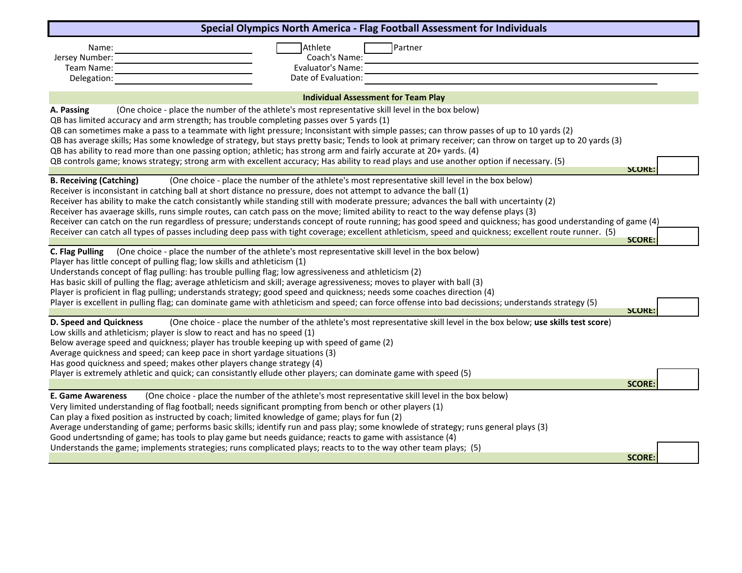# Special Olympics North America - Flag Football Assessment for Individuals

Name: ____________________ ☐ Athlete ☐ Partner

Jersey Number: ____________________ Coach's Name: ____________________

Team Name: ____________________ Evaluator's Name: ____________________

Delegation: ____________________ Date of Evaluation: ____________________

## Individual Assessment for Team Play

**A. Passing** (One choice - place the number of the athlete's most representative skill level in the box below)

QB has limited accuracy and arm strength; has trouble completing passes over 5 yards (1)

QB can sometimes make a pass to a teammate with light pressure; Inconsistant with simple passes; can throw passes of up to 10 yards (2)

QB has average skills; Has some knowledge of strategy, but stays pretty basic; Tends to look at primary receiver; can throw on target up to 20 yards (3)

QB has ability to read more than one passing option; athletic; has strong arm and fairly accurate at 20+ yards. (4)

QB controls game; knows strategy; strong arm with excellent accuracy; Has ability to read plays and use another option if necessary. (5)

**SCORE:** ______

**B. Receiving (Catching)** (One choice - place the number of the athlete's most representative skill level in the box below)

Receiver is inconsistant in catching ball at short distance no pressure, does not attempt to advance the ball (1)

Receiver has ability to make the catch consistantly while standing still with moderate pressure; advances the ball with uncertainty (2)

Receiver has avaerage skills, runs simple routes, can catch pass on the move; limited ability to react to the way defense plays (3)

Receiver can catch on the run regardless of pressure; understands concept of route running; has good speed and quickness; has good understanding of game (4)

Receiver can catch all types of passes including deep pass with tight coverage; excellent athleticism, speed and quickness; excellent route runner. (5)

**SCORE:** ______

**C. Flag Pulling** (One choice - place the number of the athlete's most representative skill level in the box below)

Player has little concept of pulling flag; low skills and athleticism (1)

Understands concept of flag pulling: has trouble pulling flag; low agressiveness and athleticism (2)

Has basic skill of pulling the flag; average athleticism and skill; average agressiveness; moves to player with ball (3)

Player is proficient in flag pulling; understands strategy; good speed and quickness; needs some coaches direction (4)

Player is excellent in pulling flag; can dominate game with athleticism and speed; can force offense into bad decissions; understands strategy (5)

**SCORE:** ______

**D. Speed and Quickness** (One choice - place the number of the athlete's most representative skill level in the box below; **use skills test score**)

Low skills and athleticism; player is slow to react and has no speed (1)

Below average speed and quickness; player has trouble keeping up with speed of game (2)

Average quickness and speed; can keep pace in short yardage situations (3)

Has good quickness and speed; makes other players change strategy (4)

Player is extremely athletic and quick; can consistantly ellude other players; can dominate game with speed (5)

**SCORE:** ______

**E. Game Awareness** (One choice - place the number of the athlete's most representative skill level in the box below)

Very limited understanding of flag football; needs significant prompting from bench or other players (1)

Can play a fixed position as instructed by coach; limited knowledge of game; plays for fun (2)

Average understanding of game; performs basic skills; identify run and pass play; some knowlede of strategy; runs general plays (3)

Good undertsnding of game; has tools to play game but needs guidance; reacts to game with assistance (4)

Understands the game; implements strategies; runs complicated plays; reacts to to the way other team plays; (5)

**SCORE:** ______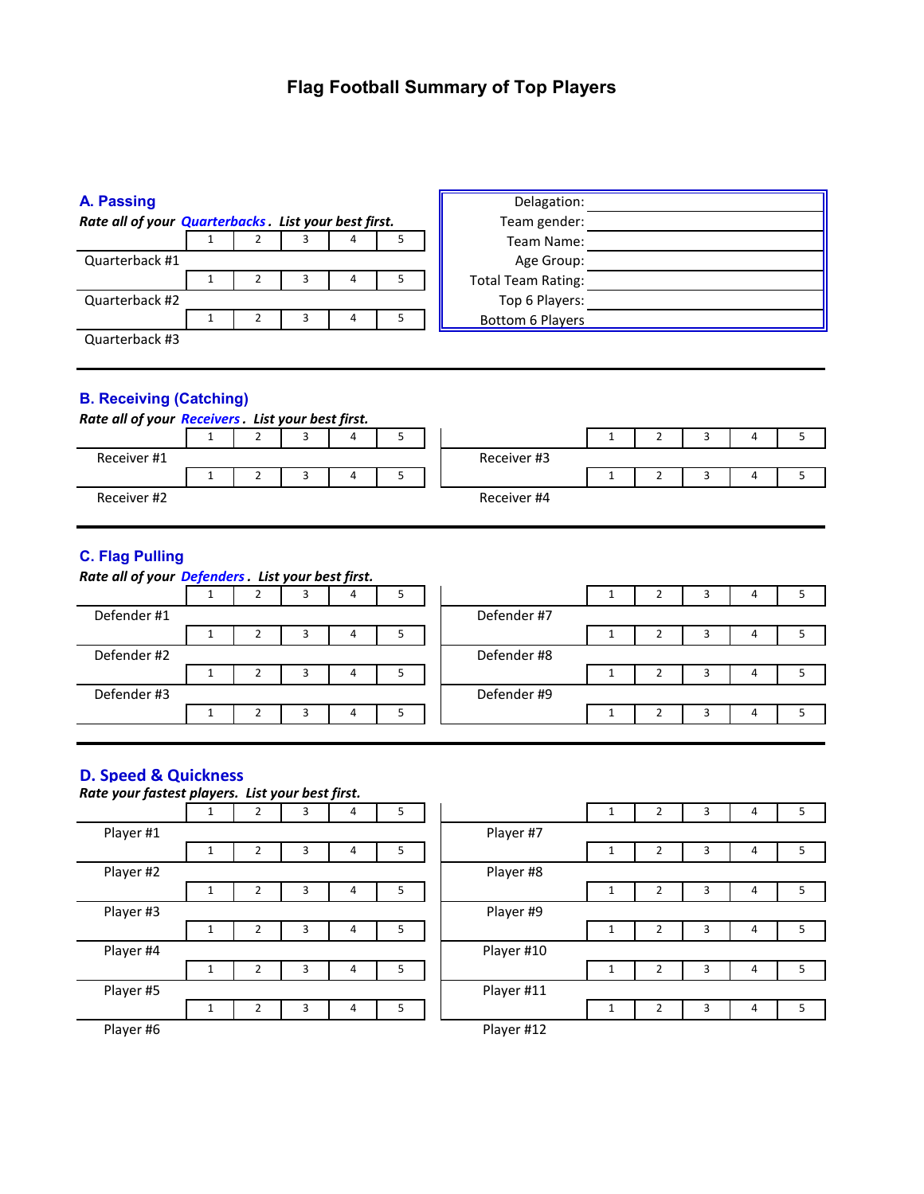# Flag Football Summary of Top Players

| | |
|---|---|
| Delagation: | |
| Team gender: | |
| Team Name: | |
| Age Group: | |
| Total Team Rating: | |
| Top 6 Players: | |
| Bottom 6 Players | |

## A. Passing

***Rate all of your Quarterbacks. List your best first.***

| Player | 1 | 2 | 3 | 4 | 5 |
|---|---|---|---|---|---|
| Quarterback #1 | | | | | |
| Quarterback #2 | | | | | |
| Quarterback #3 | | | | | |

## B. Receiving (Catching)

***Rate all of your Receivers. List your best first.***

| Player | 1 | 2 | 3 | 4 | 5 |
|---|---|---|---|---|---|
| Receiver #1 | | | | | |
| Receiver #2 | | | | | |
| Receiver #3 | | | | | |
| Receiver #4 | | | | | |

## C. Flag Pulling

***Rate all of your Defenders. List your best first.***

| Player | 1 | 2 | 3 | 4 | 5 |
|---|---|---|---|---|---|
| Defender #1 | | | | | |
| Defender #2 | | | | | |
| Defender #3 | | | | | |
| | | | | | |
| Defender #7 | | | | | |
| Defender #8 | | | | | |
| Defender #9 | | | | | |
| | | | | | |

## D. Speed & Quickness

***Rate your fastest players. List your best first.***

| Player | 1 | 2 | 3 | 4 | 5 |
|---|---|---|---|---|---|
| Player #1 | | | | | |
| Player #2 | | | | | |
| Player #3 | | | | | |
| Player #4 | | | | | |
| Player #5 | | | | | |
| Player #6 | | | | | |
| Player #7 | | | | | |
| Player #8 | | | | | |
| Player #9 | | | | | |
| Player #10 | | | | | |
| Player #11 | | | | | |
| Player #12 | | | | | |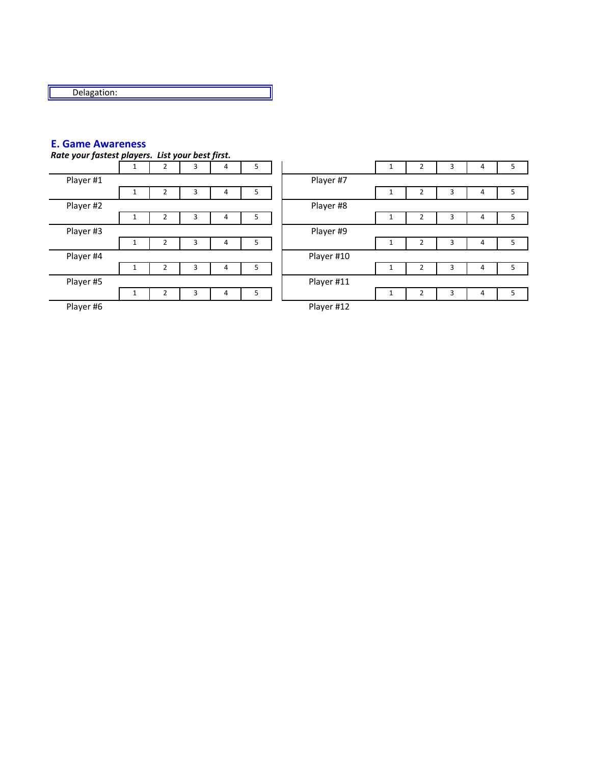Delagation:

## E. Game Awareness

***Rate your fastest players. List your best first.***

| | 1 | 2 | 3 | 4 | 5 | | 1 | 2 | 3 | 4 | 5 |
|---|---|---|---|---|---|---|---|---|---|---|---|
| Player #1 | | | | | | Player #7 | | | | | |
| | 1 | 2 | 3 | 4 | 5 | | 1 | 2 | 3 | 4 | 5 |
| Player #2 | | | | | | Player #8 | | | | | |
| | 1 | 2 | 3 | 4 | 5 | | 1 | 2 | 3 | 4 | 5 |
| Player #3 | | | | | | Player #9 | | | | | |
| | 1 | 2 | 3 | 4 | 5 | | 1 | 2 | 3 | 4 | 5 |
| Player #4 | | | | | | Player #10 | | | | | |
| | 1 | 2 | 3 | 4 | 5 | | 1 | 2 | 3 | 4 | 5 |
| Player #5 | | | | | | Player #11 | | | | | |
| | 1 | 2 | 3 | 4 | 5 | | 1 | 2 | 3 | 4 | 5 |
| Player #6 | | | | | | Player #12 | | | | | |